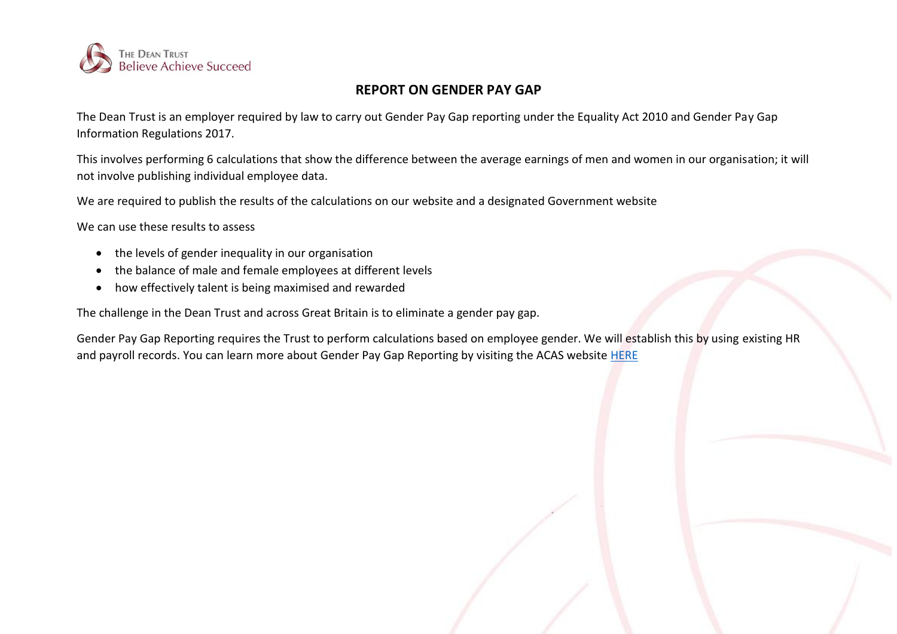The Dean Trust
Believe Achieve Succeed

# REPORT ON GENDER PAY GAP

The Dean Trust is an employer required by law to carry out Gender Pay Gap reporting under the Equality Act 2010 and Gender Pay Gap Information Regulations 2017.

This involves performing 6 calculations that show the difference between the average earnings of men and women in our organisation; it will not involve publishing individual employee data.

We are required to publish the results of the calculations on our website and a designated Government website

We can use these results to assess

- the levels of gender inequality in our organisation
- the balance of male and female employees at different levels
- how effectively talent is being maximised and rewarded

The challenge in the Dean Trust and across Great Britain is to eliminate a gender pay gap.

Gender Pay Gap Reporting requires the Trust to perform calculations based on employee gender. We will establish this by using existing HR and payroll records. You can learn more about Gender Pay Gap Reporting by visiting the ACAS website HERE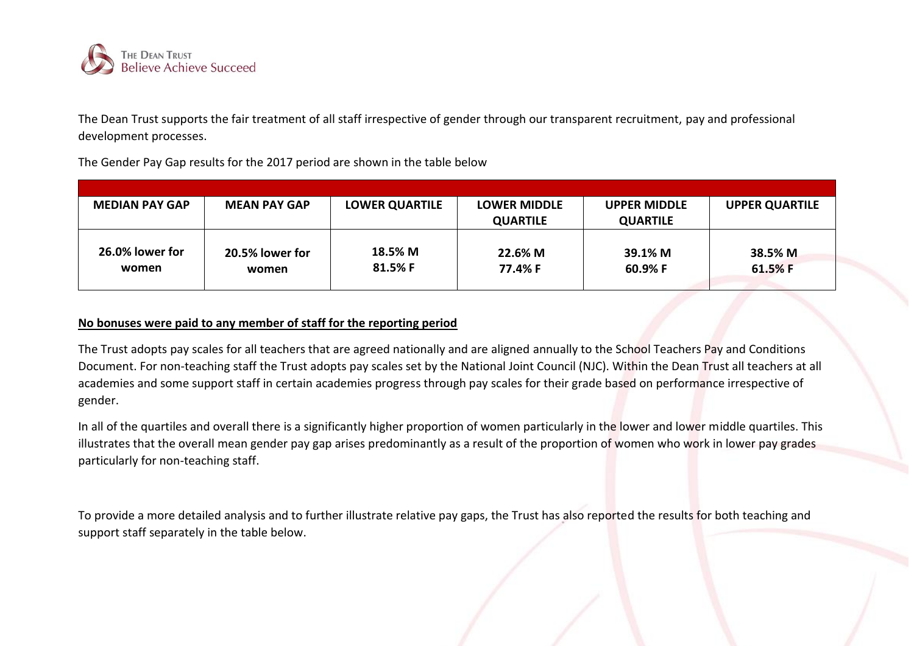The Dean Trust supports the fair treatment of all staff irrespective of gender through our transparent recruitment, pay and professional development processes.

The Gender Pay Gap results for the 2017 period are shown in the table below

| MEDIAN PAY GAP | MEAN PAY GAP | LOWER QUARTILE | LOWER MIDDLE QUARTILE | UPPER MIDDLE QUARTILE | UPPER QUARTILE |
|---|---|---|---|---|---|
| 26.0% lower for women | 20.5% lower for women | 18.5% M 81.5% F | 22.6% M 77.4% F | 39.1% M 60.9% F | 38.5% M 61.5% F |

**No bonuses were paid to any member of staff for the reporting period**

The Trust adopts pay scales for all teachers that are agreed nationally and are aligned annually to the School Teachers Pay and Conditions Document. For non-teaching staff the Trust adopts pay scales set by the National Joint Council (NJC). Within the Dean Trust all teachers at all academies and some support staff in certain academies progress through pay scales for their grade based on performance irrespective of gender.

In all of the quartiles and overall there is a significantly higher proportion of women particularly in the lower and lower middle quartiles. This illustrates that the overall mean gender pay gap arises predominantly as a result of the proportion of women who work in lower pay grades particularly for non-teaching staff.

To provide a more detailed analysis and to further illustrate relative pay gaps, the Trust has also reported the results for both teaching and support staff separately in the table below.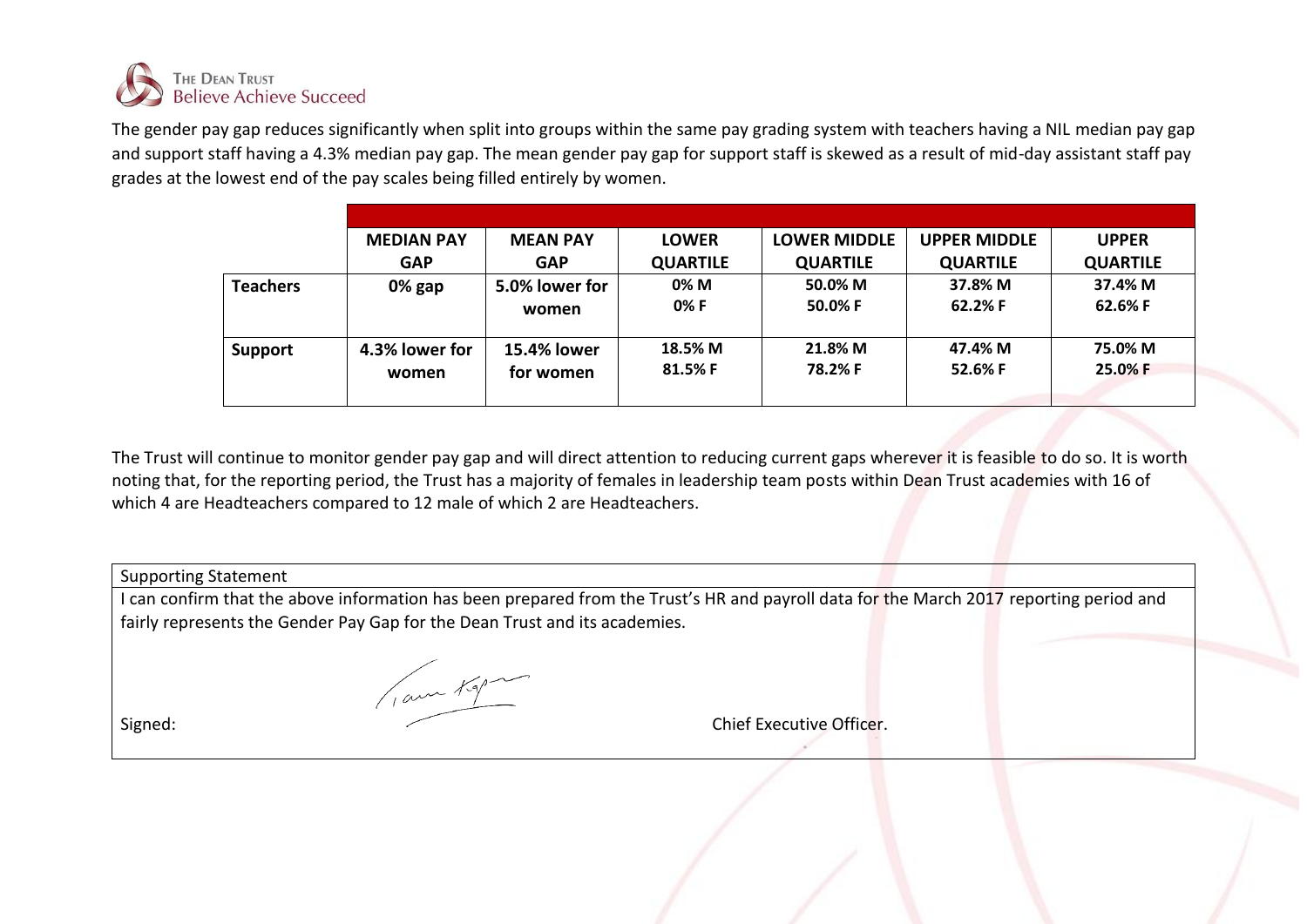The gender pay gap reduces significantly when split into groups within the same pay grading system with teachers having a NIL median pay gap and support staff having a 4.3% median pay gap. The mean gender pay gap for support staff is skewed as a result of mid-day assistant staff pay grades at the lowest end of the pay scales being filled entirely by women.

| | MEDIAN PAY GAP | MEAN PAY GAP | LOWER QUARTILE | LOWER MIDDLE QUARTILE | UPPER MIDDLE QUARTILE | UPPER QUARTILE |
|---|---|---|---|---|---|---|
| **Teachers** | **0% gap** | **5.0% lower for women** | **0% M 0% F** | **50.0% M 50.0% F** | **37.8% M 62.2% F** | **37.4% M 62.6% F** |
| **Support** | **4.3% lower for women** | **15.4% lower for women** | **18.5% M 81.5% F** | **21.8% M 78.2% F** | **47.4% M 52.6% F** | **75.0% M 25.0% F** |

The Trust will continue to monitor gender pay gap and will direct attention to reducing current gaps wherever it is feasible to do so. It is worth noting that, for the reporting period, the Trust has a majority of females in leadership team posts within Dean Trust academies with 16 of which 4 are Headteachers compared to 12 male of which 2 are Headteachers.

Supporting Statement

I can confirm that the above information has been prepared from the Trust's HR and payroll data for the March 2017 reporting period and fairly represents the Gender Pay Gap for the Dean Trust and its academies.

Signed: Chief Executive Officer.